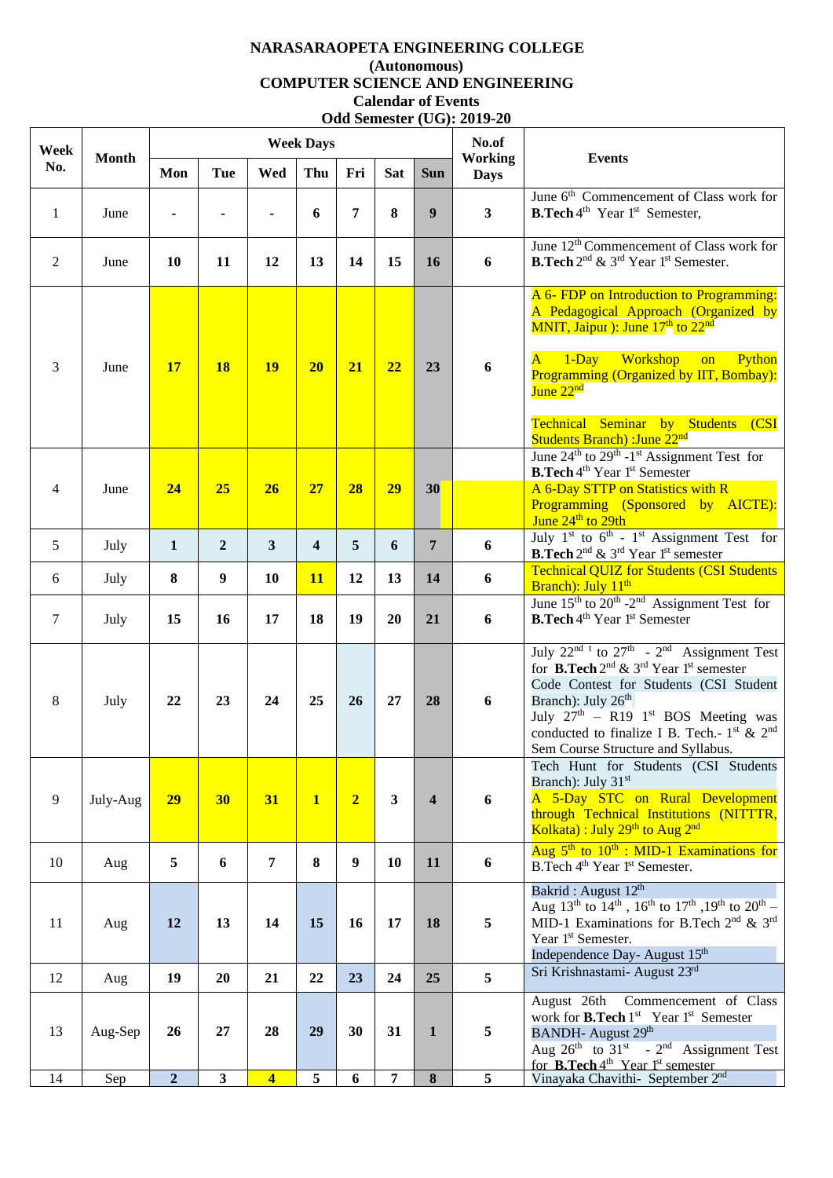**NARASARAOPETA ENGINEERING COLLEGE**

**(Autonomous)**

**COMPUTER SCIENCE AND ENGINEERING**

**Calendar of Events**

**Odd Semester (UG): 2019-20**

| Week No. | Month | Week Days | | | | | | | No.of Working Days | Events |
|---|---|---|---|---|---|---|---|---|---|---|
| | | Mon | Tue | Wed | Thu | Fri | Sat | Sun | | |
| 1 | June | - | - | - | 6 | 7 | 8 | 9 | 3 | June 6th Commencement of Class work for **B.Tech** 4th Year 1st Semester, |
| 2 | June | 10 | 11 | 12 | 13 | 14 | 15 | 16 | 6 | June 12th Commencement of Class work for **B.Tech** 2nd & 3rd Year 1st Semester. |
| 3 | June | 17 | 18 | 19 | 20 | 21 | 22 | 23 | 6 | A 6- FDP on Introduction to Programming: A Pedagogical Approach (Organized by MNIT, Jaipur ): June 17th to 22nd<br><br>A 1-Day Workshop on Python Programming (Organized by IIT, Bombay): June 22nd<br><br>Technical Seminar by Students (CSI Students Branch) :June 22nd |
| 4 | June | 24 | 25 | 26 | 27 | 28 | 29 | 30 | | June 24th to 29th -1st Assignment Test for **B.Tech** 4th Year 1st Semester<br>A 6-Day STTP on Statistics with R Programming (Sponsored by AICTE): June 24th to 29th |
| 5 | July | 1 | 2 | 3 | 4 | 5 | 6 | 7 | 6 | July 1st to 6th - 1st Assignment Test for **B.Tech** 2nd & 3rd Year 1st semester |
| 6 | July | 8 | 9 | 10 | 11 | 12 | 13 | 14 | 6 | Technical QUIZ for Students (CSI Students Branch): July 11th |
| 7 | July | 15 | 16 | 17 | 18 | 19 | 20 | 21 | 6 | June 15th to 20th -2nd Assignment Test for **B.Tech** 4th Year 1st Semester |
| 8 | July | 22 | 23 | 24 | 25 | 26 | 27 | 28 | 6 | July 22nd t to 27th - 2nd Assignment Test for **B.Tech** 2nd & 3rd Year 1st semester<br>Code Contest for Students (CSI Student Branch): July 26th<br>July 27th – R19 1st BOS Meeting was conducted to finalize I B. Tech.- 1st & 2nd Sem Course Structure and Syllabus. |
| 9 | July-Aug | 29 | 30 | 31 | 1 | 2 | 3 | 4 | 6 | Tech Hunt for Students (CSI Students Branch): July 31st<br>A 5-Day STC on Rural Development through Technical Institutions (NITTTR, Kolkata) : July 29th to Aug 2nd |
| 10 | Aug | 5 | 6 | 7 | 8 | 9 | 10 | 11 | 6 | Aug 5th to 10th : MID-1 Examinations for B.Tech 4th Year 1st Semester. |
| 11 | Aug | 12 | 13 | 14 | 15 | 16 | 17 | 18 | 5 | Bakrid : August 12th<br>Aug 13th to 14th , 16th to 17th ,19th to 20th – MID-1 Examinations for B.Tech 2nd & 3rd Year 1st Semester.<br>Independence Day- August 15th |
| 12 | Aug | 19 | 20 | 21 | 22 | 23 | 24 | 25 | 5 | Sri Krishnastami- August 23rd |
| 13 | Aug-Sep | 26 | 27 | 28 | 29 | 30 | 31 | 1 | 5 | August 26th Commencement of Class work for **B.Tech** 1st Year 1st Semester<br>BANDH- August 29th<br>Aug 26th to 31st - 2nd Assignment Test for **B.Tech** 4th Year 1st semester |
| 14 | Sep | 2 | 3 | 4 | 5 | 6 | 7 | 8 | 5 | Vinayaka Chavithi- September 2nd |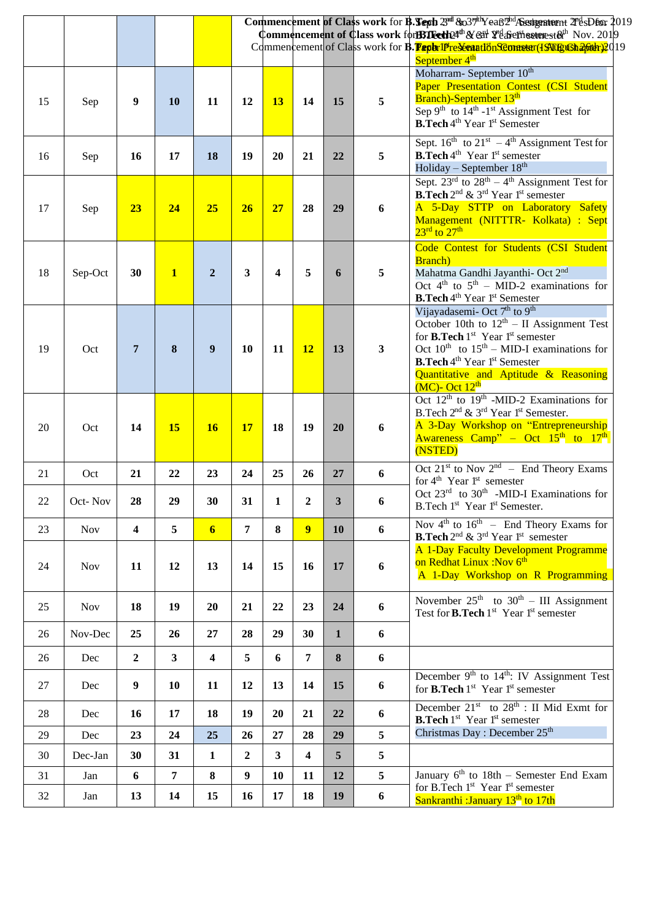| | | | | | | | | | | |
|---|---|---|---|---|---|---|---|---|---|---|
| | | | | | | | | | | Commencement of Class work for B.Tech 2nd & 3rd Year 2nd Semester: 2nd Dec. 2019<br>Commencement of Class work for B.Tech 4th Year 2nd Semester: 9th Nov. 2019<br>Commencement of Class work for B.Tech 1st Year 2nd Semester (Tentative): 2019<br>Paper Presentation Contest (ISTE Chapter) - September 4th |
| 15 | Sep | **9** | **10** | **11** | **12** | **13** | **14** | **15** | **5** | Moharram- September 10th<br>Paper Presentation Contest (CSI Student Branch)-September 13th<br>Sep 9th to 14th -1st Assignment Test for **B.Tech** 4th Year 1st Semester |
| 16 | Sep | **16** | **17** | **18** | **19** | **20** | **21** | **22** | **5** | Sept. 16th to 21st – 4th Assignment Test for **B.Tech** 4th Year 1st semester<br>Holiday – September 18th |
| 17 | Sep | **23** | **24** | **25** | **26** | **27** | **28** | **29** | **6** | Sept. 23rd to 28th – 4th Assignment Test for **B.Tech** 2nd & 3rd Year 1st semester<br>A 5-Day STTP on Laboratory Safety Management (NITTTR- Kolkata) : Sept 23rd to 27th |
| 18 | Sep-Oct | **30** | **1** | **2** | **3** | **4** | **5** | **6** | **5** | Code Contest for Students (CSI Student Branch)<br>Mahatma Gandhi Jayanthi- Oct 2nd<br>Oct 4th to 5th – MID-2 examinations for **B.Tech** 4th Year 1st Semester |
| 19 | Oct | **7** | **8** | **9** | **10** | **11** | **12** | **13** | **3** | Vijayadasemi- Oct 7th to 9th<br>October 10th to 12th – II Assignment Test for **B.Tech** 1st Year 1st semester<br>Oct 10th to 15th – MID-I examinations for **B.Tech** 4th Year 1st Semester<br>Quantitative and Aptitude & Reasoning (MC)- Oct 12th |
| 20 | Oct | **14** | **15** | **16** | **17** | **18** | **19** | **20** | **6** | Oct 12th to 19th -MID-2 Examinations for B.Tech 2nd & 3rd Year 1st Semester.<br>A 3-Day Workshop on "Entrepreneurship Awareness Camp" – Oct 15th to 17th (NSTED) |
| 21 | Oct | **21** | **22** | **23** | **24** | **25** | **26** | **27** | **6** | Oct 21st to Nov 2nd – End Theory Exams for 4th Year 1st semester |
| 22 | Oct- Nov | **28** | **29** | **30** | **31** | **1** | **2** | **3** | **6** | Oct 23rd to 30th -MID-I Examinations for B.Tech 1st Year 1st Semester. |
| 23 | Nov | **4** | **5** | **6** | **7** | **8** | **9** | **10** | **6** | Nov 4th to 16th – End Theory Exams for **B.Tech** 2nd & 3rd Year 1st semester |
| 24 | Nov | **11** | **12** | **13** | **14** | **15** | **16** | **17** | **6** | A 1-Day Faculty Development Programme on Redhat Linux :Nov 6th<br>A 1-Day Workshop on R Programming |
| 25 | Nov | **18** | **19** | **20** | **21** | **22** | **23** | **24** | **6** | November 25th to 30th – III Assignment Test for **B.Tech** 1st Year 1st semester |
| 26 | Nov-Dec | **25** | **26** | **27** | **28** | **29** | **30** | **1** | **6** | |
| 26 | Dec | **2** | **3** | **4** | **5** | **6** | **7** | **8** | **6** | |
| 27 | Dec | **9** | **10** | **11** | **12** | **13** | **14** | **15** | **6** | December 9th to 14th: IV Assignment Test for **B.Tech** 1st Year 1st semester |
| 28 | Dec | **16** | **17** | **18** | **19** | **20** | **21** | **22** | **6** | December 21st to 28th : II Mid Exmt for **B.Tech** 1st Year 1st semester |
| 29 | Dec | **23** | **24** | **25** | **26** | **27** | **28** | **29** | **5** | Christmas Day : December 25th |
| 30 | Dec-Jan | **30** | **31** | **1** | **2** | **3** | **4** | **5** | **5** | |
| 31 | Jan | **6** | **7** | **8** | **9** | **10** | **11** | **12** | **5** | January 6th to 18th – Semester End Exam for B.Tech 1st Year 1st semester |
| 32 | Jan | **13** | **14** | **15** | **16** | **17** | **18** | **19** | **6** | Sankranthi :January 13th to 17th |